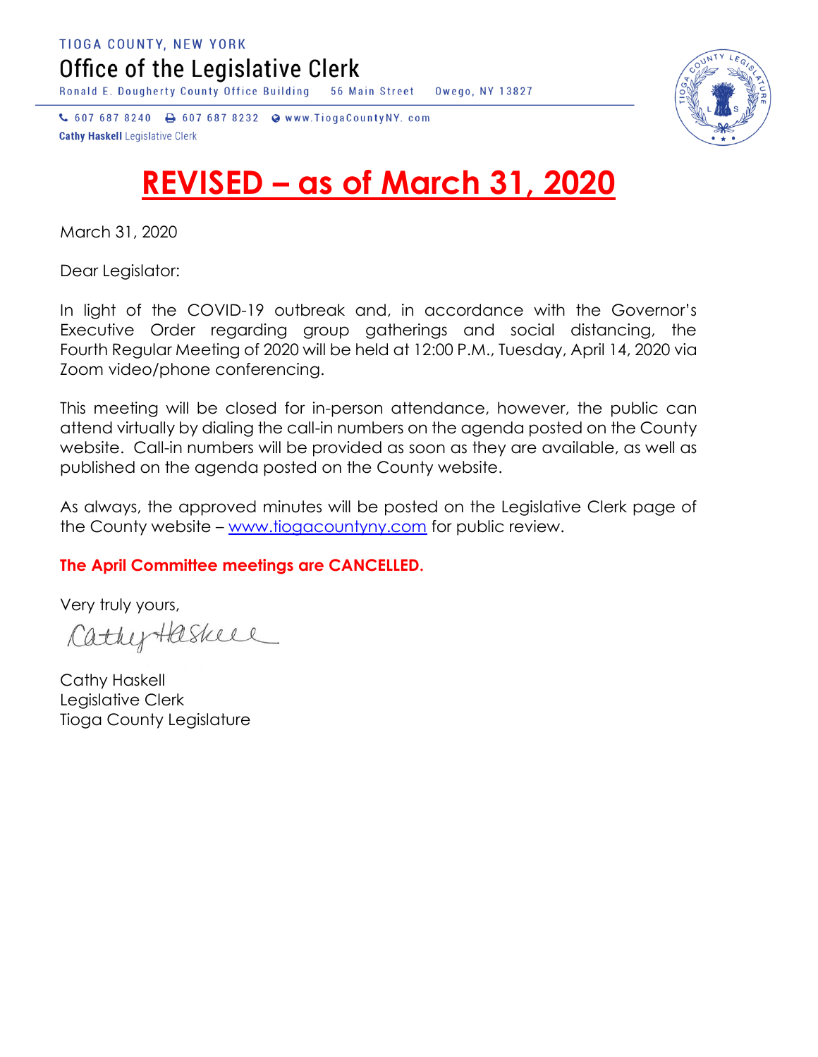TIOGA COUNTY, NEW YORK

# Office of the Legislative Clerk

Ronald E. Dougherty County Office Building    56 Main Street    Owego, NY 13827

607 687 8240    607 687 8232    www.TiogaCountyNY. com

**Cathy Haskell** Legislative Clerk

# REVISED – as of March 31, 2020

March 31, 2020

Dear Legislator:

In light of the COVID-19 outbreak and, in accordance with the Governor's Executive Order regarding group gatherings and social distancing, the Fourth Regular Meeting of 2020 will be held at 12:00 P.M., Tuesday, April 14, 2020 via Zoom video/phone conferencing.

This meeting will be closed for in-person attendance, however, the public can attend virtually by dialing the call-in numbers on the agenda posted on the County website. Call-in numbers will be provided as soon as they are available, as well as published on the agenda posted on the County website.

As always, the approved minutes will be posted on the Legislative Clerk page of the County website – www.tiogacountyny.com for public review.

**The April Committee meetings are CANCELLED.**

Very truly yours,

Cathy Haskell

Cathy Haskell
Legislative Clerk
Tioga County Legislature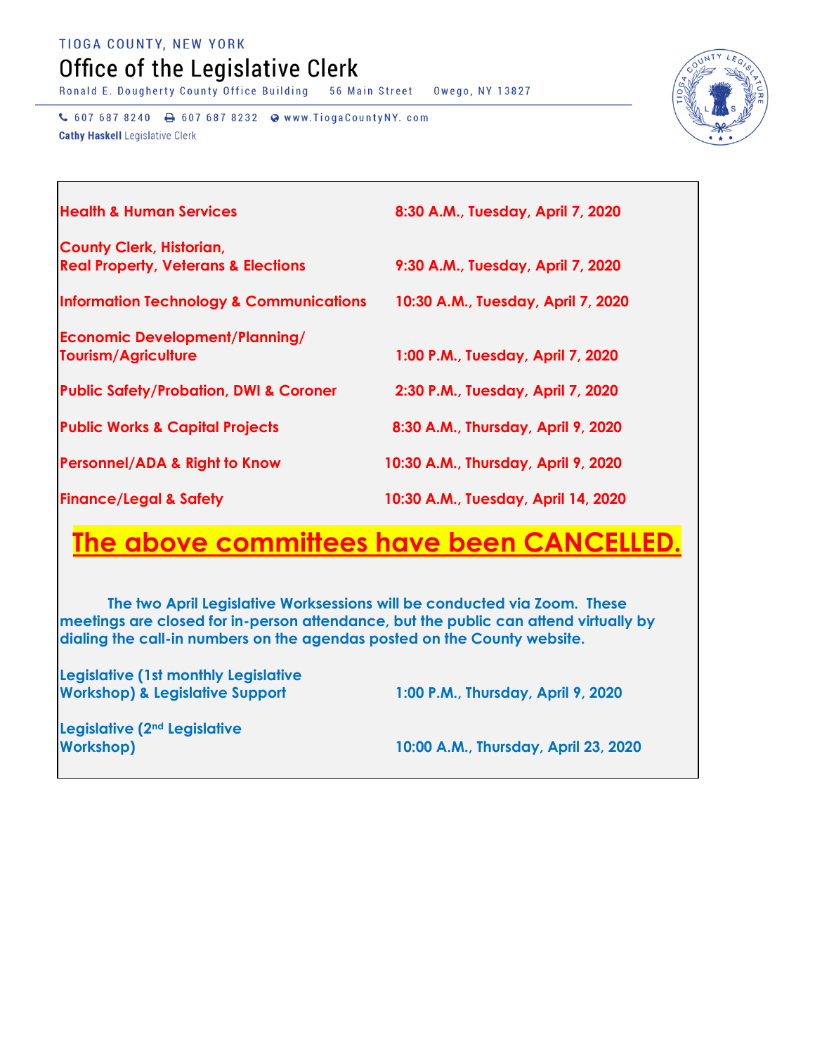TIOGA COUNTY, NEW YORK

# Office of the Legislative Clerk

Ronald E. Dougherty County Office Building   56 Main Street   Owego, NY 13827

607 687 8240   607 687 8232   www.TiogaCountyNY. com

**Cathy Haskell** Legislative Clerk

| | |
|---|---|
| **Health & Human Services** | **8:30 A.M., Tuesday, April 7, 2020** |
| **County Clerk, Historian, Real Property, Veterans & Elections** | **9:30 A.M., Tuesday, April 7, 2020** |
| **Information Technology & Communications** | **10:30 A.M., Tuesday, April 7, 2020** |
| **Economic Development/Planning/ Tourism/Agriculture** | **1:00 P.M., Tuesday, April 7, 2020** |
| **Public Safety/Probation, DWI & Coroner** | **2:30 P.M., Tuesday, April 7, 2020** |
| **Public Works & Capital Projects** | **8:30 A.M., Thursday, April 9, 2020** |
| **Personnel/ADA & Right to Know** | **10:30 A.M., Thursday, April 9, 2020** |
| **Finance/Legal & Safety** | **10:30 A.M., Tuesday, April 14, 2020** |

## The above committees have been CANCELLED.

**The two April Legislative Worksessions will be conducted via Zoom. These meetings are closed for in-person attendance, but the public can attend virtually by dialing the call-in numbers on the agendas posted on the County website.**

| | |
|---|---|
| **Legislative (1st monthly Legislative Workshop) & Legislative Support** | **1:00 P.M., Thursday, April 9, 2020** |
| **Legislative (2nd Legislative Workshop)** | **10:00 A.M., Thursday, April 23, 2020** |